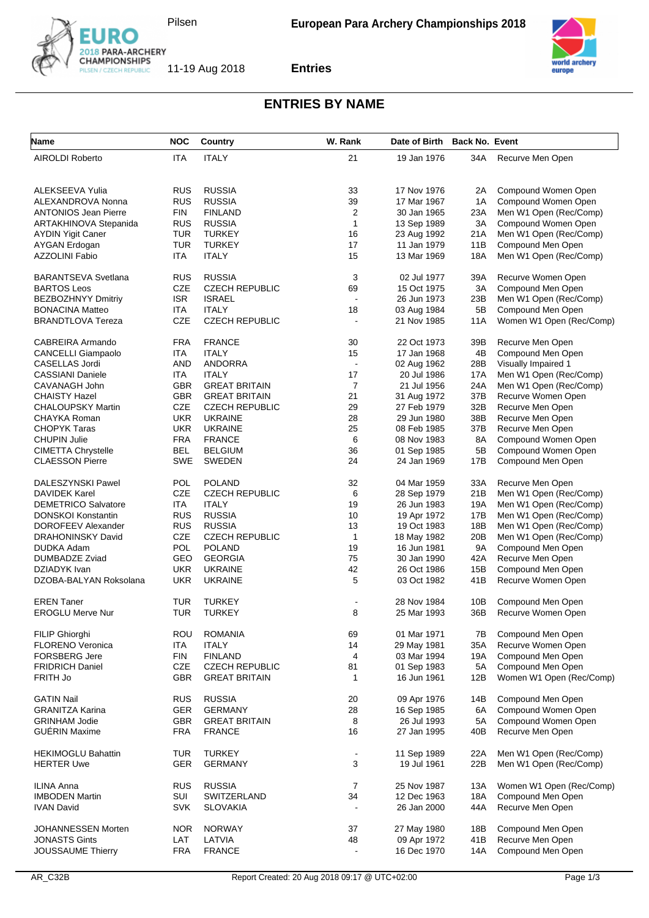Pilsen

**European Para Archery Championships 2018**

11-19 Aug 2018

**Entries**

# ENTRIES BY NAME

| Name | NOC | Country | W. Rank | Date of Birth | Back No. | Event |
|---|---|---|---|---|---|---|
| AIROLDI Roberto | ITA | ITALY | 21 | 19 Jan 1976 | 34A | Recurve Men Open |
| ALEKSEEVA Yulia | RUS | RUSSIA | 33 | 17 Nov 1976 | 2A | Compound Women Open |
| ALEXANDROVA Nonna | RUS | RUSSIA | 39 | 17 Mar 1967 | 1A | Compound Women Open |
| ANTONIOS Jean Pierre | FIN | FINLAND | 2 | 30 Jan 1965 | 23A | Men W1 Open (Rec/Comp) |
| ARTAKHINOVA Stepanida | RUS | RUSSIA | 1 | 13 Sep 1989 | 3A | Compound Women Open |
| AYDIN Yigit Caner | TUR | TURKEY | 16 | 23 Aug 1992 | 21A | Men W1 Open (Rec/Comp) |
| AYGAN Erdogan | TUR | TURKEY | 17 | 11 Jan 1979 | 11B | Compound Men Open |
| AZZOLINI Fabio | ITA | ITALY | 15 | 13 Mar 1969 | 18A | Men W1 Open (Rec/Comp) |
| BARANTSEVA Svetlana | RUS | RUSSIA | 3 | 02 Jul 1977 | 39A | Recurve Women Open |
| BARTOS Leos | CZE | CZECH REPUBLIC | 69 | 15 Oct 1975 | 3A | Compound Men Open |
| BEZBOZHNYY Dmitriy | ISR | ISRAEL | - | 26 Jun 1973 | 23B | Men W1 Open (Rec/Comp) |
| BONACINA Matteo | ITA | ITALY | 18 | 03 Aug 1984 | 5B | Compound Men Open |
| BRANDTLOVA Tereza | CZE | CZECH REPUBLIC | - | 21 Nov 1985 | 11A | Women W1 Open (Rec/Comp) |
| CABREIRA Armando | FRA | FRANCE | 30 | 22 Oct 1973 | 39B | Recurve Men Open |
| CANCELLI Giampaolo | ITA | ITALY | 15 | 17 Jan 1968 | 4B | Compound Men Open |
| CASELLAS Jordi | AND | ANDORRA | - | 02 Aug 1962 | 28B | Visually Impaired 1 |
| CASSIANI Daniele | ITA | ITALY | 17 | 20 Jul 1986 | 17A | Men W1 Open (Rec/Comp) |
| CAVANAGH John | GBR | GREAT BRITAIN | 7 | 21 Jul 1956 | 24A | Men W1 Open (Rec/Comp) |
| CHAISTY Hazel | GBR | GREAT BRITAIN | 21 | 31 Aug 1972 | 37B | Recurve Women Open |
| CHALOUPSKY Martin | CZE | CZECH REPUBLIC | 29 | 27 Feb 1979 | 32B | Recurve Men Open |
| CHAYKA Roman | UKR | UKRAINE | 28 | 29 Jun 1980 | 38B | Recurve Men Open |
| CHOPYK Taras | UKR | UKRAINE | 25 | 08 Feb 1985 | 37B | Recurve Men Open |
| CHUPIN Julie | FRA | FRANCE | 6 | 08 Nov 1983 | 8A | Compound Women Open |
| CIMETTA Chrystelle | BEL | BELGIUM | 36 | 01 Sep 1985 | 5B | Compound Women Open |
| CLAESSON Pierre | SWE | SWEDEN | 24 | 24 Jan 1969 | 17B | Compound Men Open |
| DALESZYNSKI Pawel | POL | POLAND | 32 | 04 Mar 1959 | 33A | Recurve Men Open |
| DAVIDEK Karel | CZE | CZECH REPUBLIC | 6 | 28 Sep 1979 | 21B | Men W1 Open (Rec/Comp) |
| DEMETRICO Salvatore | ITA | ITALY | 19 | 26 Jun 1983 | 19A | Men W1 Open (Rec/Comp) |
| DONSKOI Konstantin | RUS | RUSSIA | 10 | 19 Apr 1972 | 17B | Men W1 Open (Rec/Comp) |
| DOROFEEV Alexander | RUS | RUSSIA | 13 | 19 Oct 1983 | 18B | Men W1 Open (Rec/Comp) |
| DRAHONINSKY David | CZE | CZECH REPUBLIC | 1 | 18 May 1982 | 20B | Men W1 Open (Rec/Comp) |
| DUDKA Adam | POL | POLAND | 19 | 16 Jun 1981 | 9A | Compound Men Open |
| DUMBADZE Zviad | GEO | GEORGIA | 75 | 30 Jan 1990 | 42A | Recurve Men Open |
| DZIADYK Ivan | UKR | UKRAINE | 42 | 26 Oct 1986 | 15B | Compound Men Open |
| DZOBA-BALYAN Roksolana | UKR | UKRAINE | 5 | 03 Oct 1982 | 41B | Recurve Women Open |
| EREN Taner | TUR | TURKEY | - | 28 Nov 1984 | 10B | Compound Men Open |
| EROGLU Merve Nur | TUR | TURKEY | 8 | 25 Mar 1993 | 36B | Recurve Women Open |
| FILIP Ghiorghi | ROU | ROMANIA | 69 | 01 Mar 1971 | 7B | Compound Men Open |
| FLORENO Veronica | ITA | ITALY | 14 | 29 May 1981 | 35A | Recurve Women Open |
| FORSBERG Jere | FIN | FINLAND | 4 | 03 Mar 1994 | 19A | Compound Men Open |
| FRIDRICH Daniel | CZE | CZECH REPUBLIC | 81 | 01 Sep 1983 | 5A | Compound Men Open |
| FRITH Jo | GBR | GREAT BRITAIN | 1 | 16 Jun 1961 | 12B | Women W1 Open (Rec/Comp) |
| GATIN Nail | RUS | RUSSIA | 20 | 09 Apr 1976 | 14B | Compound Men Open |
| GRANITZA Karina | GER | GERMANY | 28 | 16 Sep 1985 | 6A | Compound Women Open |
| GRINHAM Jodie | GBR | GREAT BRITAIN | 8 | 26 Jul 1993 | 5A | Compound Women Open |
| GUÉRIN Maxime | FRA | FRANCE | 16 | 27 Jan 1995 | 40B | Recurve Men Open |
| HEKIMOGLU Bahattin | TUR | TURKEY | - | 11 Sep 1989 | 22A | Men W1 Open (Rec/Comp) |
| HERTER Uwe | GER | GERMANY | 3 | 19 Jul 1961 | 22B | Men W1 Open (Rec/Comp) |
| ILINA Anna | RUS | RUSSIA | 7 | 25 Nov 1987 | 13A | Women W1 Open (Rec/Comp) |
| IMBODEN Martin | SUI | SWITZERLAND | 34 | 12 Dec 1963 | 18A | Compound Men Open |
| IVAN David | SVK | SLOVAKIA | - | 26 Jan 2000 | 44A | Recurve Men Open |
| JOHANNESSEN Morten | NOR | NORWAY | 37 | 27 May 1980 | 18B | Compound Men Open |
| JONASTS Gints | LAT | LATVIA | 48 | 09 Apr 1972 | 41B | Recurve Men Open |
| JOUSSAUME Thierry | FRA | FRANCE | - | 16 Dec 1970 | 14A | Compound Men Open |

AR_C32B Report Created: 20 Aug 2018 09:17 @ UTC+02:00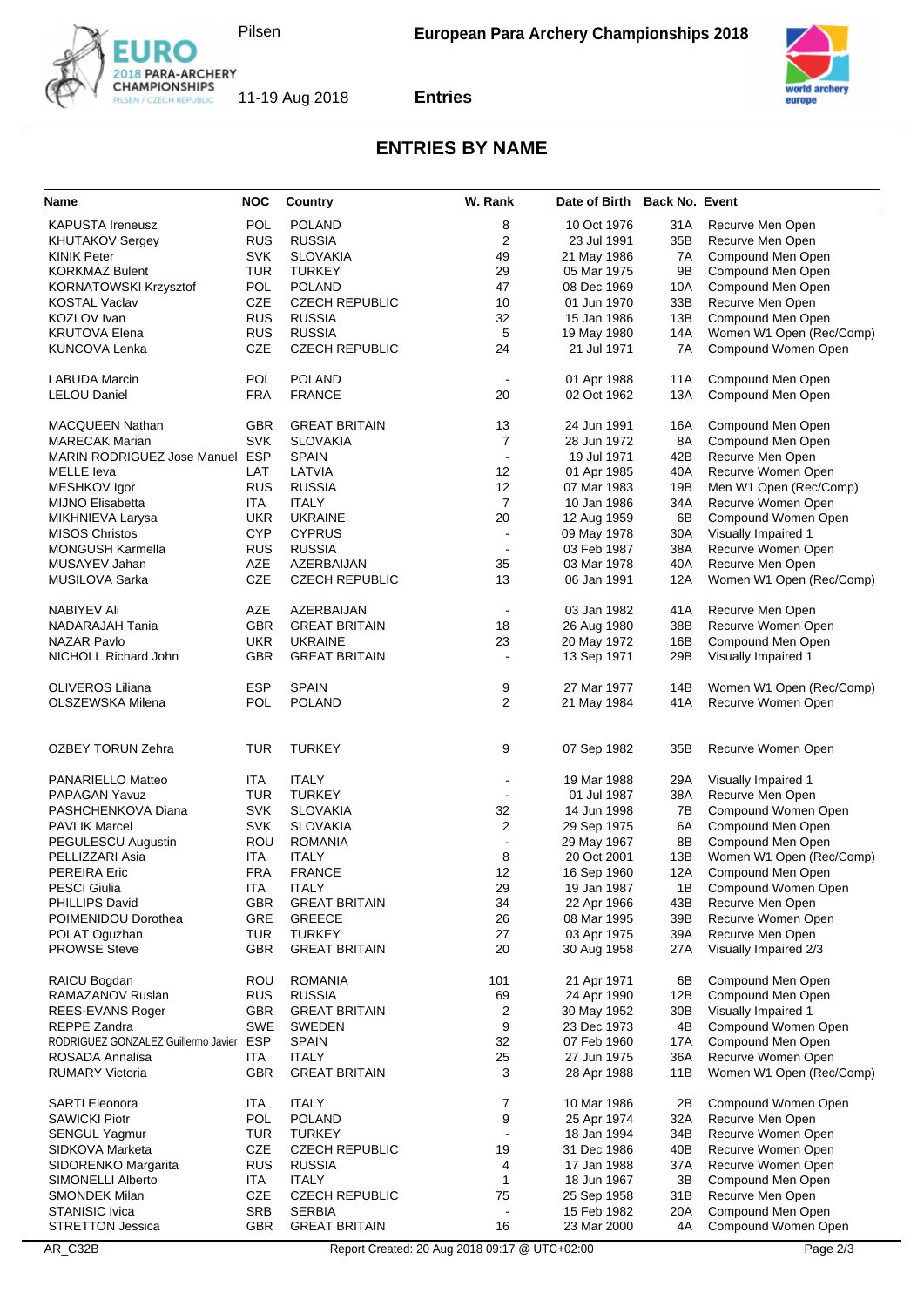## ENTRIES BY NAME

| Name | NOC | Country | W. Rank | Date of Birth | Back No. | Event |
|---|---|---|---|---|---|---|
| KAPUSTA Ireneusz | POL | POLAND | 8 | 10 Oct 1976 | 31A | Recurve Men Open |
| KHUTAKOV Sergey | RUS | RUSSIA | 2 | 23 Jul 1991 | 35B | Recurve Men Open |
| KINIK Peter | SVK | SLOVAKIA | 49 | 21 May 1986 | 7A | Compound Men Open |
| KORKMAZ Bulent | TUR | TURKEY | 29 | 05 Mar 1975 | 9B | Compound Men Open |
| KORNATOWSKI Krzysztof | POL | POLAND | 47 | 08 Dec 1969 | 10A | Compound Men Open |
| KOSTAL Vaclav | CZE | CZECH REPUBLIC | 10 | 01 Jun 1970 | 33B | Recurve Men Open |
| KOZLOV Ivan | RUS | RUSSIA | 32 | 15 Jan 1986 | 13B | Compound Men Open |
| KRUTOVA Elena | RUS | RUSSIA | 5 | 19 May 1980 | 14A | Women W1 Open (Rec/Comp) |
| KUNCOVA Lenka | CZE | CZECH REPUBLIC | 24 | 21 Jul 1971 | 7A | Compound Women Open |
| LABUDA Marcin | POL | POLAND | - | 01 Apr 1988 | 11A | Compound Men Open |
| LELOU Daniel | FRA | FRANCE | 20 | 02 Oct 1962 | 13A | Compound Men Open |
| MACQUEEN Nathan | GBR | GREAT BRITAIN | 13 | 24 Jun 1991 | 16A | Compound Men Open |
| MARECAK Marian | SVK | SLOVAKIA | 7 | 28 Jun 1972 | 8A | Compound Men Open |
| MARIN RODRIGUEZ Jose Manuel | ESP | SPAIN | - | 19 Jul 1971 | 42B | Recurve Men Open |
| MELLE Ieva | LAT | LATVIA | 12 | 01 Apr 1985 | 40A | Recurve Women Open |
| MESHKOV Igor | RUS | RUSSIA | 12 | 07 Mar 1983 | 19B | Men W1 Open (Rec/Comp) |
| MIJNO Elisabetta | ITA | ITALY | 7 | 10 Jan 1986 | 34A | Recurve Women Open |
| MIKHNIEVA Larysa | UKR | UKRAINE | 20 | 12 Aug 1959 | 6B | Compound Women Open |
| MISOS Christos | CYP | CYPRUS | - | 09 May 1978 | 30A | Visually Impaired 1 |
| MONGUSH Karmella | RUS | RUSSIA | - | 03 Feb 1987 | 38A | Recurve Women Open |
| MUSAYEV Jahan | AZE | AZERBAIJAN | 35 | 03 Mar 1978 | 40A | Recurve Men Open |
| MUSILOVA Sarka | CZE | CZECH REPUBLIC | 13 | 06 Jan 1991 | 12A | Women W1 Open (Rec/Comp) |
| NABIYEV Ali | AZE | AZERBAIJAN | - | 03 Jan 1982 | 41A | Recurve Men Open |
| NADARAJAH Tania | GBR | GREAT BRITAIN | 18 | 26 Aug 1980 | 38B | Recurve Women Open |
| NAZAR Pavlo | UKR | UKRAINE | 23 | 20 May 1972 | 16B | Compound Men Open |
| NICHOLL Richard John | GBR | GREAT BRITAIN | - | 13 Sep 1971 | 29B | Visually Impaired 1 |
| OLIVEROS Liliana | ESP | SPAIN | 9 | 27 Mar 1977 | 14B | Women W1 Open (Rec/Comp) |
| OLSZEWSKA Milena | POL | POLAND | 2 | 21 May 1984 | 41A | Recurve Women Open |
| OZBEY TORUN Zehra | TUR | TURKEY | 9 | 07 Sep 1982 | 35B | Recurve Women Open |
| PANARIELLO Matteo | ITA | ITALY | - | 19 Mar 1988 | 29A | Visually Impaired 1 |
| PAPAGAN Yavuz | TUR | TURKEY | - | 01 Jul 1987 | 38A | Recurve Men Open |
| PASHCHENKOVA Diana | SVK | SLOVAKIA | 32 | 14 Jun 1998 | 7B | Compound Women Open |
| PAVLIK Marcel | SVK | SLOVAKIA | 2 | 29 Sep 1975 | 6A | Compound Men Open |
| PEGULESCU Augustin | ROU | ROMANIA | - | 29 May 1967 | 8B | Compound Men Open |
| PELLIZZARI Asia | ITA | ITALY | 8 | 20 Oct 2001 | 13B | Women W1 Open (Rec/Comp) |
| PEREIRA Eric | FRA | FRANCE | 12 | 16 Sep 1960 | 12A | Compound Men Open |
| PESCI Giulia | ITA | ITALY | 29 | 19 Jan 1987 | 1B | Compound Women Open |
| PHILLIPS David | GBR | GREAT BRITAIN | 34 | 22 Apr 1966 | 43B | Recurve Men Open |
| POIMENIDOU Dorothea | GRE | GREECE | 26 | 08 Mar 1995 | 39B | Recurve Women Open |
| POLAT Oguzhan | TUR | TURKEY | 27 | 03 Apr 1975 | 39A | Recurve Men Open |
| PROWSE Steve | GBR | GREAT BRITAIN | 20 | 30 Aug 1958 | 27A | Visually Impaired 2/3 |
| RAICU Bogdan | ROU | ROMANIA | 101 | 21 Apr 1971 | 6B | Compound Men Open |
| RAMAZANOV Ruslan | RUS | RUSSIA | 69 | 24 Apr 1990 | 12B | Compound Men Open |
| REES-EVANS Roger | GBR | GREAT BRITAIN | 2 | 30 May 1952 | 30B | Visually Impaired 1 |
| REPPE Zandra | SWE | SWEDEN | 9 | 23 Dec 1973 | 4B | Compound Women Open |
| RODRIGUEZ GONZALEZ Guillermo Javier | ESP | SPAIN | 32 | 07 Feb 1960 | 17A | Compound Men Open |
| ROSADA Annalisa | ITA | ITALY | 25 | 27 Jun 1975 | 36A | Recurve Women Open |
| RUMARY Victoria | GBR | GREAT BRITAIN | 3 | 28 Apr 1988 | 11B | Women W1 Open (Rec/Comp) |
| SARTI Eleonora | ITA | ITALY | 7 | 10 Mar 1986 | 2B | Compound Women Open |
| SAWICKI Piotr | POL | POLAND | 9 | 25 Apr 1974 | 32A | Recurve Men Open |
| SENGUL Yagmur | TUR | TURKEY | - | 18 Jan 1994 | 34B | Recurve Women Open |
| SIDKOVA Marketa | CZE | CZECH REPUBLIC | 19 | 31 Dec 1986 | 40B | Recurve Women Open |
| SIDORENKO Margarita | RUS | RUSSIA | 4 | 17 Jan 1988 | 37A | Recurve Women Open |
| SIMONELLI Alberto | ITA | ITALY | 1 | 18 Jun 1967 | 3B | Compound Men Open |
| SMONDEK Milan | CZE | CZECH REPUBLIC | 75 | 25 Sep 1958 | 31B | Recurve Men Open |
| STANISIC Ivica | SRB | SERBIA | - | 15 Feb 1982 | 20A | Compound Men Open |
| STRETTON Jessica | GBR | GREAT BRITAIN | 16 | 23 Mar 2000 | 4A | Compound Women Open |

AR_C32B — Report Created: 20 Aug 2018 09:17 @ UTC+02:00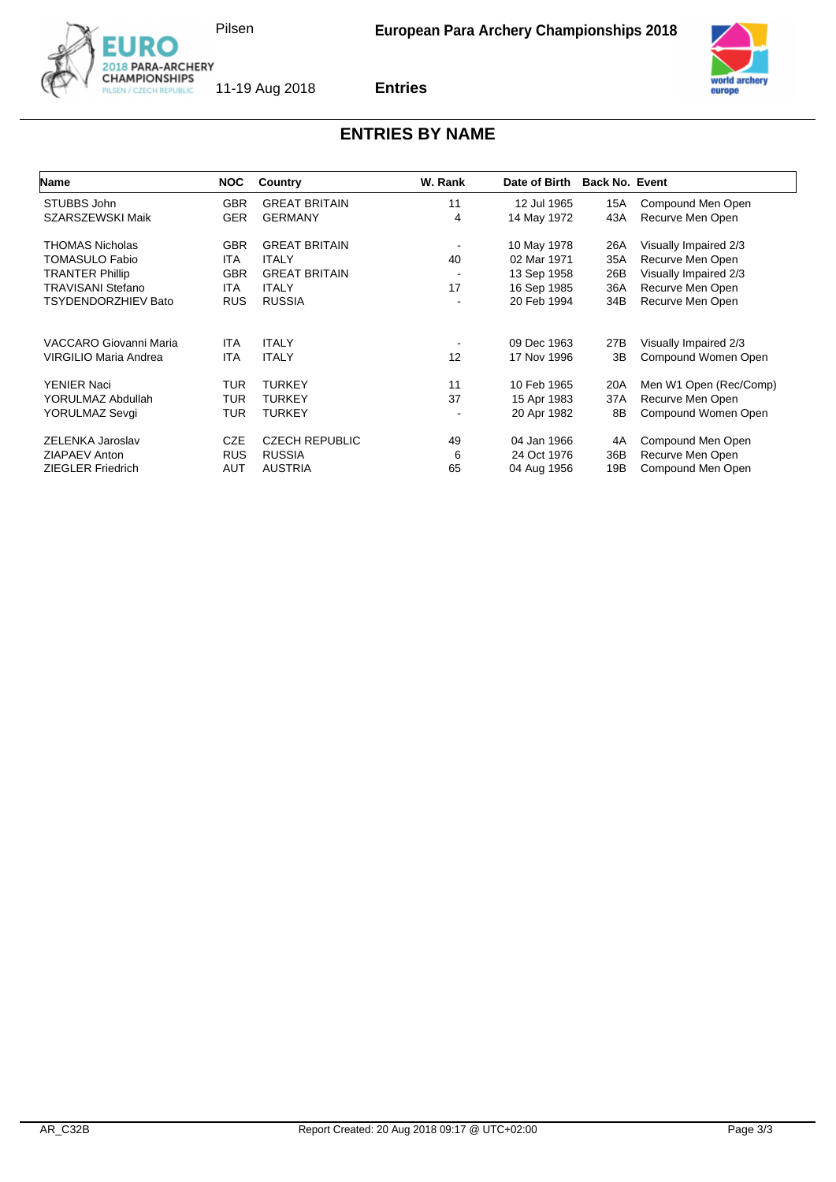## ENTRIES BY NAME

| Name | NOC | Country | W. Rank | Date of Birth | Back No. | Event |
|---|---|---|---|---|---|---|
| STUBBS John | GBR | GREAT BRITAIN | 11 | 12 Jul 1965 | 15A | Compound Men Open |
| SZARSZEWSKI Maik | GER | GERMANY | 4 | 14 May 1972 | 43A | Recurve Men Open |
| THOMAS Nicholas | GBR | GREAT BRITAIN | - | 10 May 1978 | 26A | Visually Impaired 2/3 |
| TOMASULO Fabio | ITA | ITALY | 40 | 02 Mar 1971 | 35A | Recurve Men Open |
| TRANTER Phillip | GBR | GREAT BRITAIN | - | 13 Sep 1958 | 26B | Visually Impaired 2/3 |
| TRAVISANI Stefano | ITA | ITALY | 17 | 16 Sep 1985 | 36A | Recurve Men Open |
| TSYDENDORZHIEV Bato | RUS | RUSSIA | - | 20 Feb 1994 | 34B | Recurve Men Open |
| VACCARO Giovanni Maria | ITA | ITALY | - | 09 Dec 1963 | 27B | Visually Impaired 2/3 |
| VIRGILIO Maria Andrea | ITA | ITALY | 12 | 17 Nov 1996 | 3B | Compound Women Open |
| YENIER Naci | TUR | TURKEY | 11 | 10 Feb 1965 | 20A | Men W1 Open (Rec/Comp) |
| YORULMAZ Abdullah | TUR | TURKEY | 37 | 15 Apr 1983 | 37A | Recurve Men Open |
| YORULMAZ Sevgi | TUR | TURKEY | - | 20 Apr 1982 | 8B | Compound Women Open |
| ZELENKA Jaroslav | CZE | CZECH REPUBLIC | 49 | 04 Jan 1966 | 4A | Compound Men Open |
| ZIAPAEV Anton | RUS | RUSSIA | 6 | 24 Oct 1976 | 36B | Recurve Men Open |
| ZIEGLER Friedrich | AUT | AUSTRIA | 65 | 04 Aug 1956 | 19B | Compound Men Open |